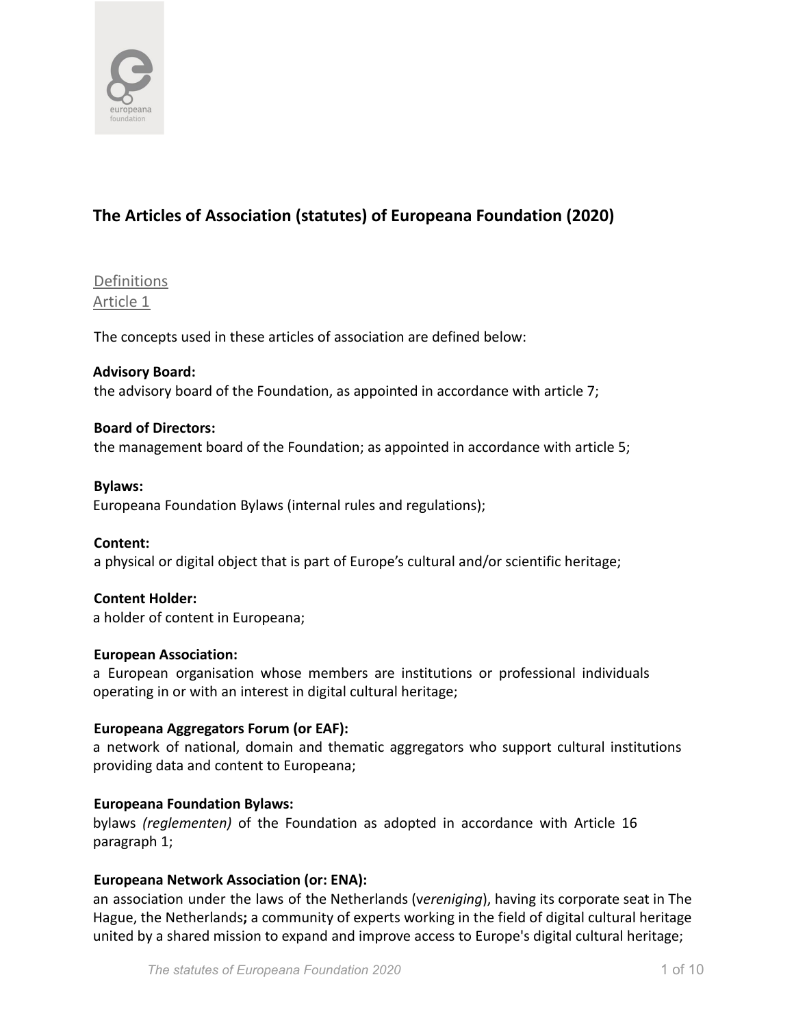# The Articles of Association (statutes) of Europeana Foundation (2020)

## Definitions
### Article 1

The concepts used in these articles of association are defined below:

**Advisory Board:**
the advisory board of the Foundation, as appointed in accordance with article 7;

**Board of Directors:**
the management board of the Foundation; as appointed in accordance with article 5;

**Bylaws:**
Europeana Foundation Bylaws (internal rules and regulations);

**Content:**
a physical or digital object that is part of Europe's cultural and/or scientific heritage;

**Content Holder:**
a holder of content in Europeana;

**European Association:**
a European organisation whose members are institutions or professional individuals operating in or with an interest in digital cultural heritage;

**Europeana Aggregators Forum (or EAF):**
a network of national, domain and thematic aggregators who support cultural institutions providing data and content to Europeana;

**Europeana Foundation Bylaws:**
bylaws *(reglementen)* of the Foundation as adopted in accordance with Article 16 paragraph 1;

**Europeana Network Association (or: ENA):**
an association under the laws of the Netherlands (v*ereniging*), having its corporate seat in The Hague, the Netherlands**;** a community of experts working in the field of digital cultural heritage united by a shared mission to expand and improve access to Europe's digital cultural heritage;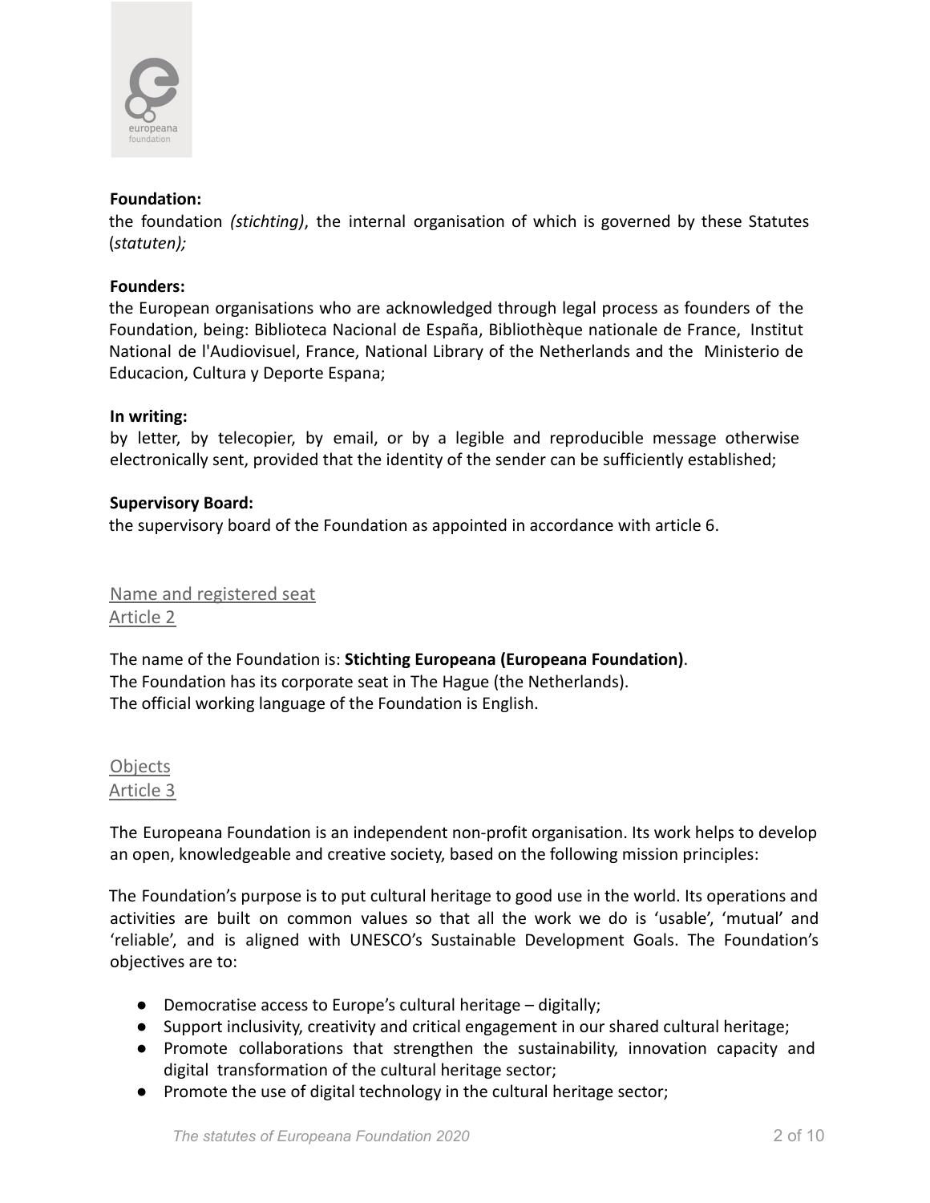**Foundation:**
the foundation *(stichting)*, the internal organisation of which is governed by these Statutes (*statuten);*

**Founders:**
the European organisations who are acknowledged through legal process as founders of the Foundation, being: Biblioteca Nacional de España, Bibliothèque nationale de France, Institut National de l'Audiovisuel, France, National Library of the Netherlands and the Ministerio de Educacion, Cultura y Deporte Espana;

**In writing:**
by letter, by telecopier, by email, or by a legible and reproducible message otherwise electronically sent, provided that the identity of the sender can be sufficiently established;

**Supervisory Board:**
the supervisory board of the Foundation as appointed in accordance with article 6.

## Name and registered seat
## Article 2

The name of the Foundation is: **Stichting Europeana (Europeana Foundation)**.
The Foundation has its corporate seat in The Hague (the Netherlands).
The official working language of the Foundation is English.

## Objects
## Article 3

The Europeana Foundation is an independent non-profit organisation. Its work helps to develop an open, knowledgeable and creative society, based on the following mission principles:

The Foundation's purpose is to put cultural heritage to good use in the world. Its operations and activities are built on common values so that all the work we do is 'usable', 'mutual' and 'reliable', and is aligned with UNESCO's Sustainable Development Goals. The Foundation's objectives are to:

- Democratise access to Europe's cultural heritage – digitally;
- Support inclusivity, creativity and critical engagement in our shared cultural heritage;
- Promote collaborations that strengthen the sustainability, innovation capacity and digital transformation of the cultural heritage sector;
- Promote the use of digital technology in the cultural heritage sector;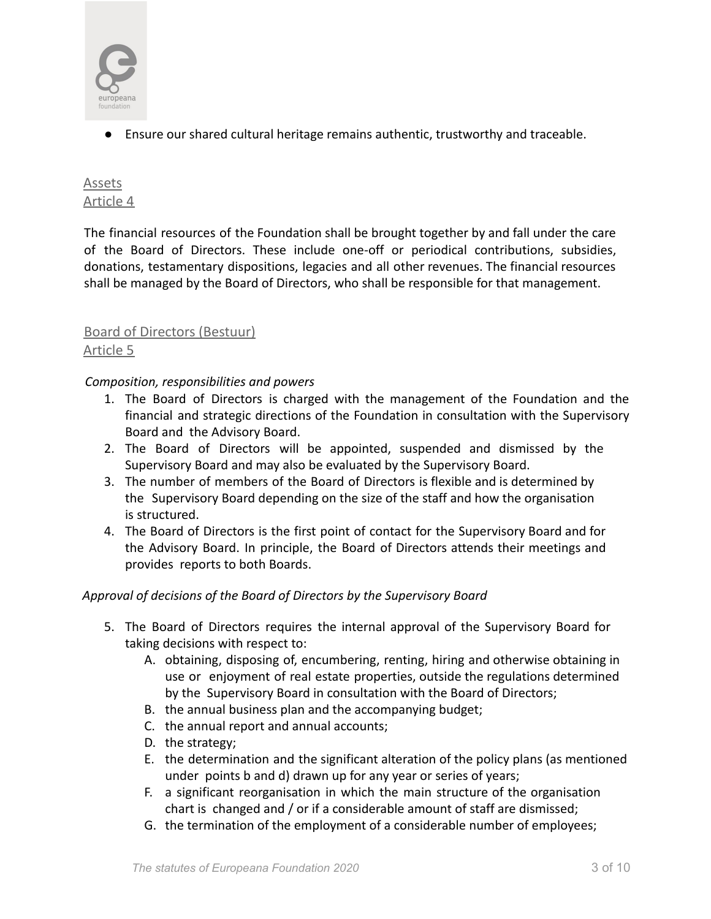- Ensure our shared cultural heritage remains authentic, trustworthy and traceable.

## Assets
## Article 4

The financial resources of the Foundation shall be brought together by and fall under the care of the Board of Directors. These include one-off or periodical contributions, subsidies, donations, testamentary dispositions, legacies and all other revenues. The financial resources shall be managed by the Board of Directors, who shall be responsible for that management.

## Board of Directors (Bestuur)
## Article 5

*Composition, responsibilities and powers*

1. The Board of Directors is charged with the management of the Foundation and the financial and strategic directions of the Foundation in consultation with the Supervisory Board and the Advisory Board.
2. The Board of Directors will be appointed, suspended and dismissed by the Supervisory Board and may also be evaluated by the Supervisory Board.
3. The number of members of the Board of Directors is flexible and is determined by the Supervisory Board depending on the size of the staff and how the organisation is structured.
4. The Board of Directors is the first point of contact for the Supervisory Board and for the Advisory Board. In principle, the Board of Directors attends their meetings and provides reports to both Boards.

*Approval of decisions of the Board of Directors by the Supervisory Board*

5. The Board of Directors requires the internal approval of the Supervisory Board for taking decisions with respect to:
   A. obtaining, disposing of, encumbering, renting, hiring and otherwise obtaining in use or enjoyment of real estate properties, outside the regulations determined by the Supervisory Board in consultation with the Board of Directors;
   B. the annual business plan and the accompanying budget;
   C. the annual report and annual accounts;
   D. the strategy;
   E. the determination and the significant alteration of the policy plans (as mentioned under points b and d) drawn up for any year or series of years;
   F. a significant reorganisation in which the main structure of the organisation chart is changed and / or if a considerable amount of staff are dismissed;
   G. the termination of the employment of a considerable number of employees;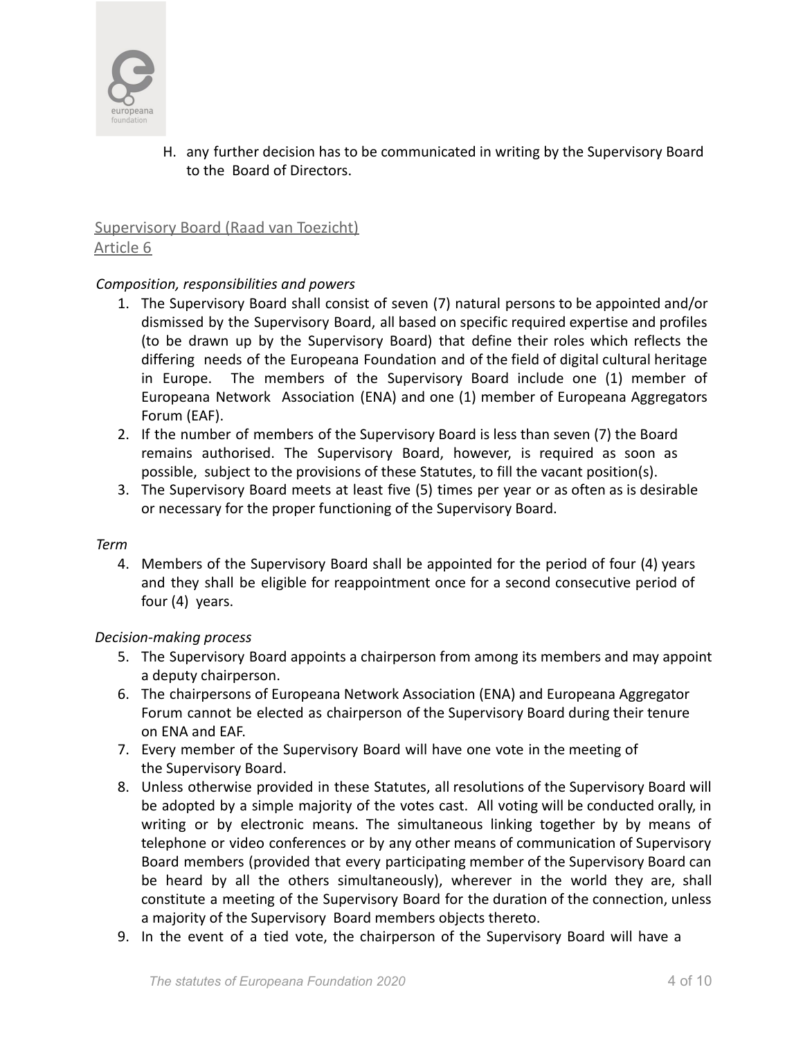H. any further decision has to be communicated in writing by the Supervisory Board to the Board of Directors.

## Supervisory Board (Raad van Toezicht)

## Article 6

*Composition, responsibilities and powers*

1. The Supervisory Board shall consist of seven (7) natural persons to be appointed and/or dismissed by the Supervisory Board, all based on specific required expertise and profiles (to be drawn up by the Supervisory Board) that define their roles which reflects the differing needs of the Europeana Foundation and of the field of digital cultural heritage in Europe. The members of the Supervisory Board include one (1) member of Europeana Network Association (ENA) and one (1) member of Europeana Aggregators Forum (EAF).
2. If the number of members of the Supervisory Board is less than seven (7) the Board remains authorised. The Supervisory Board, however, is required as soon as possible, subject to the provisions of these Statutes, to fill the vacant position(s).
3. The Supervisory Board meets at least five (5) times per year or as often as is desirable or necessary for the proper functioning of the Supervisory Board.

*Term*

4. Members of the Supervisory Board shall be appointed for the period of four (4) years and they shall be eligible for reappointment once for a second consecutive period of four (4) years.

*Decision-making process*

5. The Supervisory Board appoints a chairperson from among its members and may appoint a deputy chairperson.
6. The chairpersons of Europeana Network Association (ENA) and Europeana Aggregator Forum cannot be elected as chairperson of the Supervisory Board during their tenure on ENA and EAF.
7. Every member of the Supervisory Board will have one vote in the meeting of the Supervisory Board.
8. Unless otherwise provided in these Statutes, all resolutions of the Supervisory Board will be adopted by a simple majority of the votes cast. All voting will be conducted orally, in writing or by electronic means. The simultaneous linking together by by means of telephone or video conferences or by any other means of communication of Supervisory Board members (provided that every participating member of the Supervisory Board can be heard by all the others simultaneously), wherever in the world they are, shall constitute a meeting of the Supervisory Board for the duration of the connection, unless a majority of the Supervisory Board members objects thereto.
9. In the event of a tied vote, the chairperson of the Supervisory Board will have a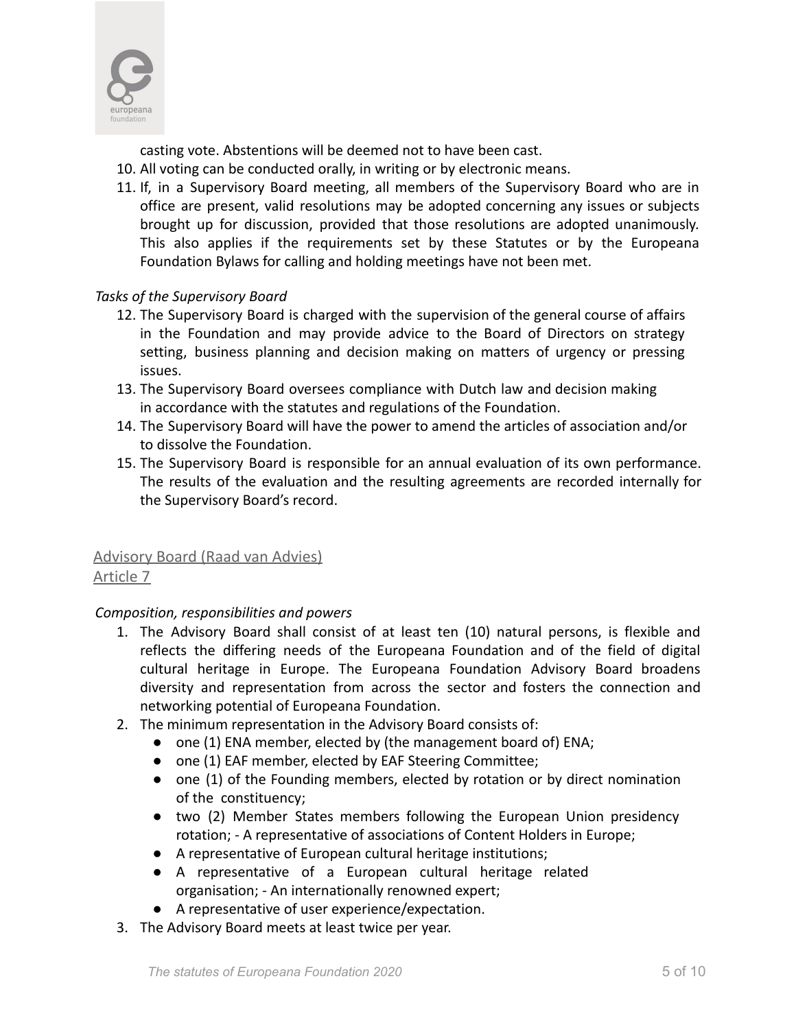casting vote. Abstentions will be deemed not to have been cast.

10. All voting can be conducted orally, in writing or by electronic means.
11. If, in a Supervisory Board meeting, all members of the Supervisory Board who are in office are present, valid resolutions may be adopted concerning any issues or subjects brought up for discussion, provided that those resolutions are adopted unanimously. This also applies if the requirements set by these Statutes or by the Europeana Foundation Bylaws for calling and holding meetings have not been met.

*Tasks of the Supervisory Board*

12. The Supervisory Board is charged with the supervision of the general course of affairs in the Foundation and may provide advice to the Board of Directors on strategy setting, business planning and decision making on matters of urgency or pressing issues.
13. The Supervisory Board oversees compliance with Dutch law and decision making in accordance with the statutes and regulations of the Foundation.
14. The Supervisory Board will have the power to amend the articles of association and/or to dissolve the Foundation.
15. The Supervisory Board is responsible for an annual evaluation of its own performance. The results of the evaluation and the resulting agreements are recorded internally for the Supervisory Board's record.

## Advisory Board (Raad van Advies)
## Article 7

*Composition, responsibilities and powers*

1. The Advisory Board shall consist of at least ten (10) natural persons, is flexible and reflects the differing needs of the Europeana Foundation and of the field of digital cultural heritage in Europe. The Europeana Foundation Advisory Board broadens diversity and representation from across the sector and fosters the connection and networking potential of Europeana Foundation.
2. The minimum representation in the Advisory Board consists of:
   - one (1) ENA member, elected by (the management board of) ENA;
   - one (1) EAF member, elected by EAF Steering Committee;
   - one (1) of the Founding members, elected by rotation or by direct nomination of the constituency;
   - two (2) Member States members following the European Union presidency rotation; - A representative of associations of Content Holders in Europe;
   - A representative of European cultural heritage institutions;
   - A representative of a European cultural heritage related organisation; - An internationally renowned expert;
   - A representative of user experience/expectation.
3. The Advisory Board meets at least twice per year.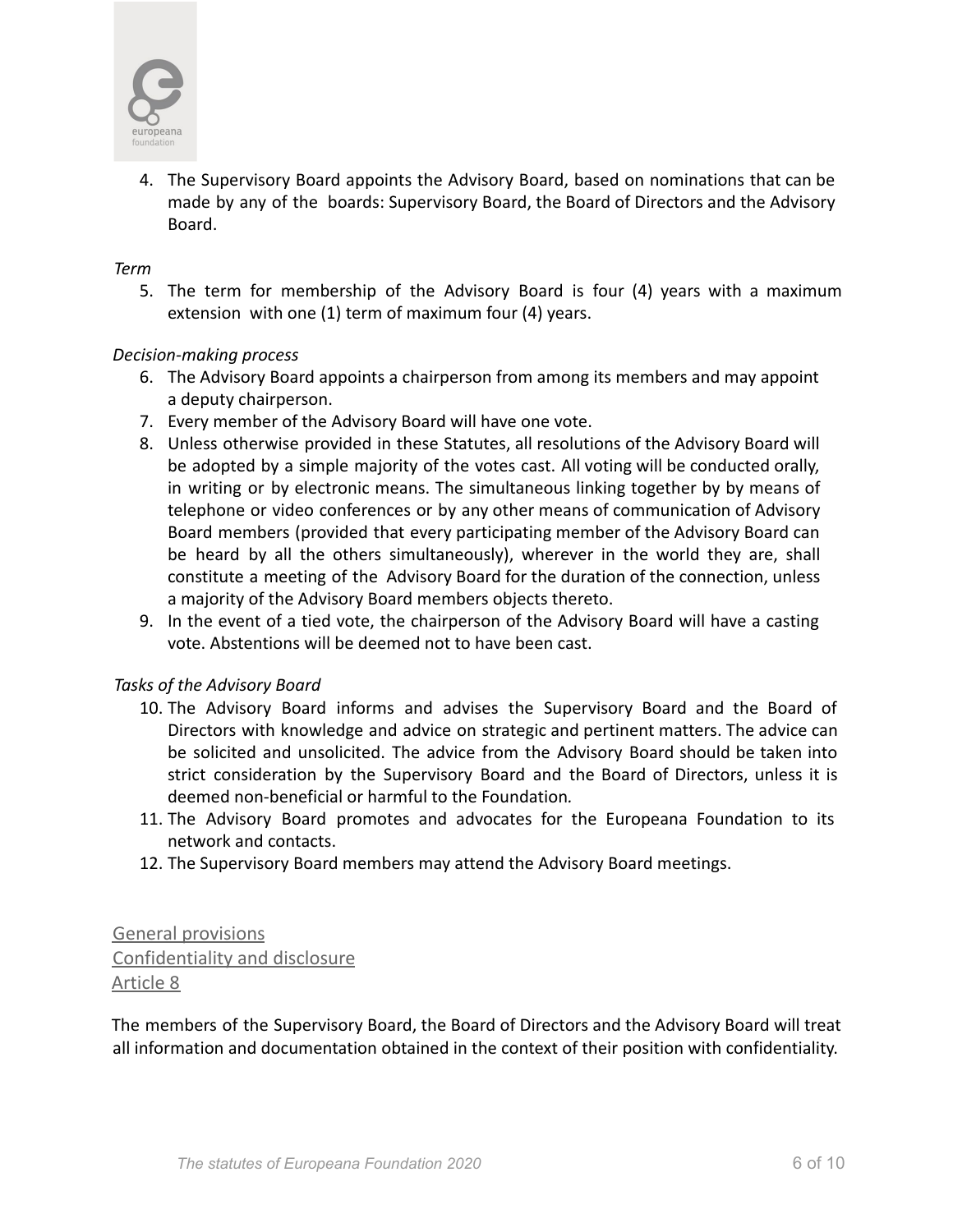4. The Supervisory Board appoints the Advisory Board, based on nominations that can be made by any of the boards: Supervisory Board, the Board of Directors and the Advisory Board.

*Term*

5. The term for membership of the Advisory Board is four (4) years with a maximum extension with one (1) term of maximum four (4) years.

*Decision-making process*

6. The Advisory Board appoints a chairperson from among its members and may appoint a deputy chairperson.
7. Every member of the Advisory Board will have one vote.
8. Unless otherwise provided in these Statutes, all resolutions of the Advisory Board will be adopted by a simple majority of the votes cast. All voting will be conducted orally, in writing or by electronic means. The simultaneous linking together by by means of telephone or video conferences or by any other means of communication of Advisory Board members (provided that every participating member of the Advisory Board can be heard by all the others simultaneously), wherever in the world they are, shall constitute a meeting of the Advisory Board for the duration of the connection, unless a majority of the Advisory Board members objects thereto.
9. In the event of a tied vote, the chairperson of the Advisory Board will have a casting vote. Abstentions will be deemed not to have been cast.

*Tasks of the Advisory Board*

10. The Advisory Board informs and advises the Supervisory Board and the Board of Directors with knowledge and advice on strategic and pertinent matters. The advice can be solicited and unsolicited. The advice from the Advisory Board should be taken into strict consideration by the Supervisory Board and the Board of Directors, unless it is deemed non-beneficial or harmful to the Foundation.
11. The Advisory Board promotes and advocates for the Europeana Foundation to its network and contacts.
12. The Supervisory Board members may attend the Advisory Board meetings.

## General provisions

## Confidentiality and disclosure

## Article 8

The members of the Supervisory Board, the Board of Directors and the Advisory Board will treat all information and documentation obtained in the context of their position with confidentiality.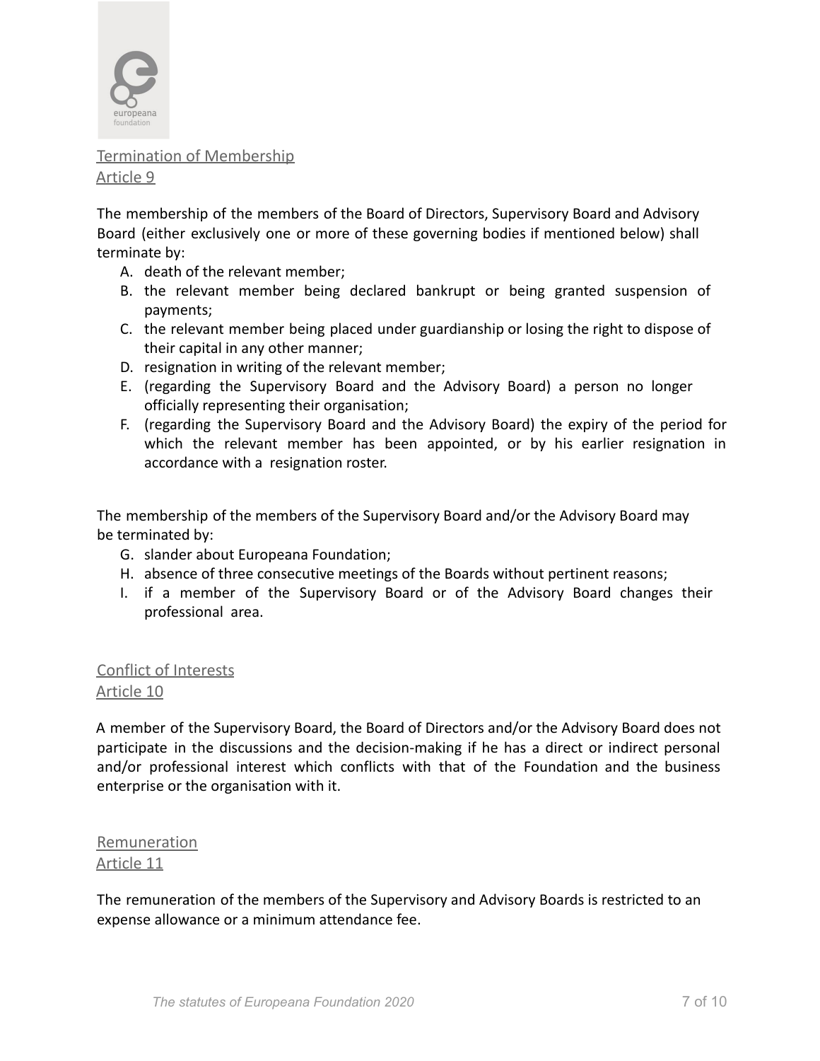## Termination of Membership

### Article 9

The membership of the members of the Board of Directors, Supervisory Board and Advisory Board (either exclusively one or more of these governing bodies if mentioned below) shall terminate by:

A. death of the relevant member;
B. the relevant member being declared bankrupt or being granted suspension of payments;
C. the relevant member being placed under guardianship or losing the right to dispose of their capital in any other manner;
D. resignation in writing of the relevant member;
E. (regarding the Supervisory Board and the Advisory Board) a person no longer officially representing their organisation;
F. (regarding the Supervisory Board and the Advisory Board) the expiry of the period for which the relevant member has been appointed, or by his earlier resignation in accordance with a resignation roster.

The membership of the members of the Supervisory Board and/or the Advisory Board may be terminated by:

G. slander about Europeana Foundation;
H. absence of three consecutive meetings of the Boards without pertinent reasons;
I. if a member of the Supervisory Board or of the Advisory Board changes their professional area.

## Conflict of Interests

### Article 10

A member of the Supervisory Board, the Board of Directors and/or the Advisory Board does not participate in the discussions and the decision-making if he has a direct or indirect personal and/or professional interest which conflicts with that of the Foundation and the business enterprise or the organisation with it.

## Remuneration

### Article 11

The remuneration of the members of the Supervisory and Advisory Boards is restricted to an expense allowance or a minimum attendance fee.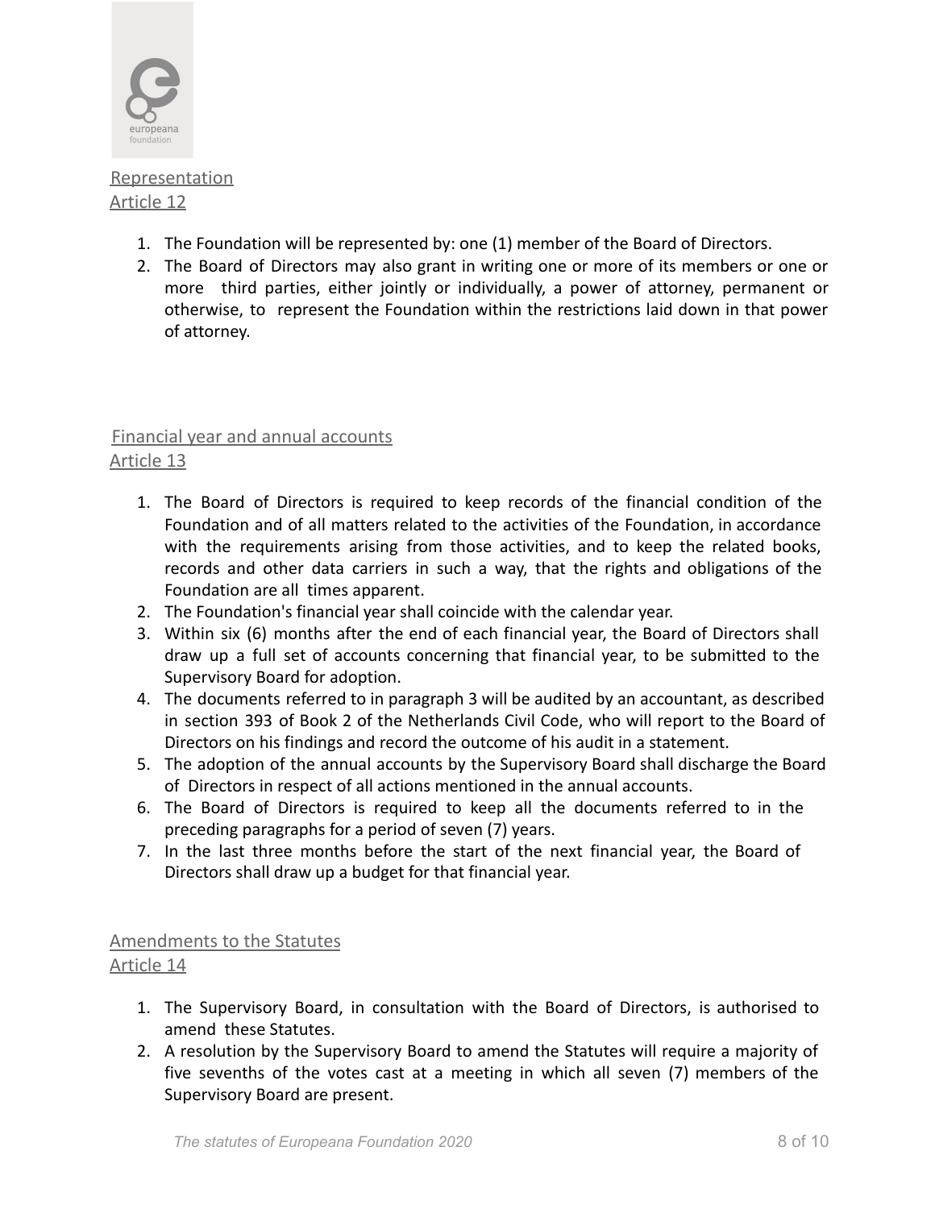## Representation

### Article 12

1. The Foundation will be represented by: one (1) member of the Board of Directors.
2. The Board of Directors may also grant in writing one or more of its members or one or more third parties, either jointly or individually, a power of attorney, permanent or otherwise, to represent the Foundation within the restrictions laid down in that power of attorney.

## Financial year and annual accounts

### Article 13

1. The Board of Directors is required to keep records of the financial condition of the Foundation and of all matters related to the activities of the Foundation, in accordance with the requirements arising from those activities, and to keep the related books, records and other data carriers in such a way, that the rights and obligations of the Foundation are all times apparent.
2. The Foundation's financial year shall coincide with the calendar year.
3. Within six (6) months after the end of each financial year, the Board of Directors shall draw up a full set of accounts concerning that financial year, to be submitted to the Supervisory Board for adoption.
4. The documents referred to in paragraph 3 will be audited by an accountant, as described in section 393 of Book 2 of the Netherlands Civil Code, who will report to the Board of Directors on his findings and record the outcome of his audit in a statement.
5. The adoption of the annual accounts by the Supervisory Board shall discharge the Board of Directors in respect of all actions mentioned in the annual accounts.
6. The Board of Directors is required to keep all the documents referred to in the preceding paragraphs for a period of seven (7) years.
7. In the last three months before the start of the next financial year, the Board of Directors shall draw up a budget for that financial year.

## Amendments to the Statutes

### Article 14

1. The Supervisory Board, in consultation with the Board of Directors, is authorised to amend these Statutes.
2. A resolution by the Supervisory Board to amend the Statutes will require a majority of five sevenths of the votes cast at a meeting in which all seven (7) members of the Supervisory Board are present.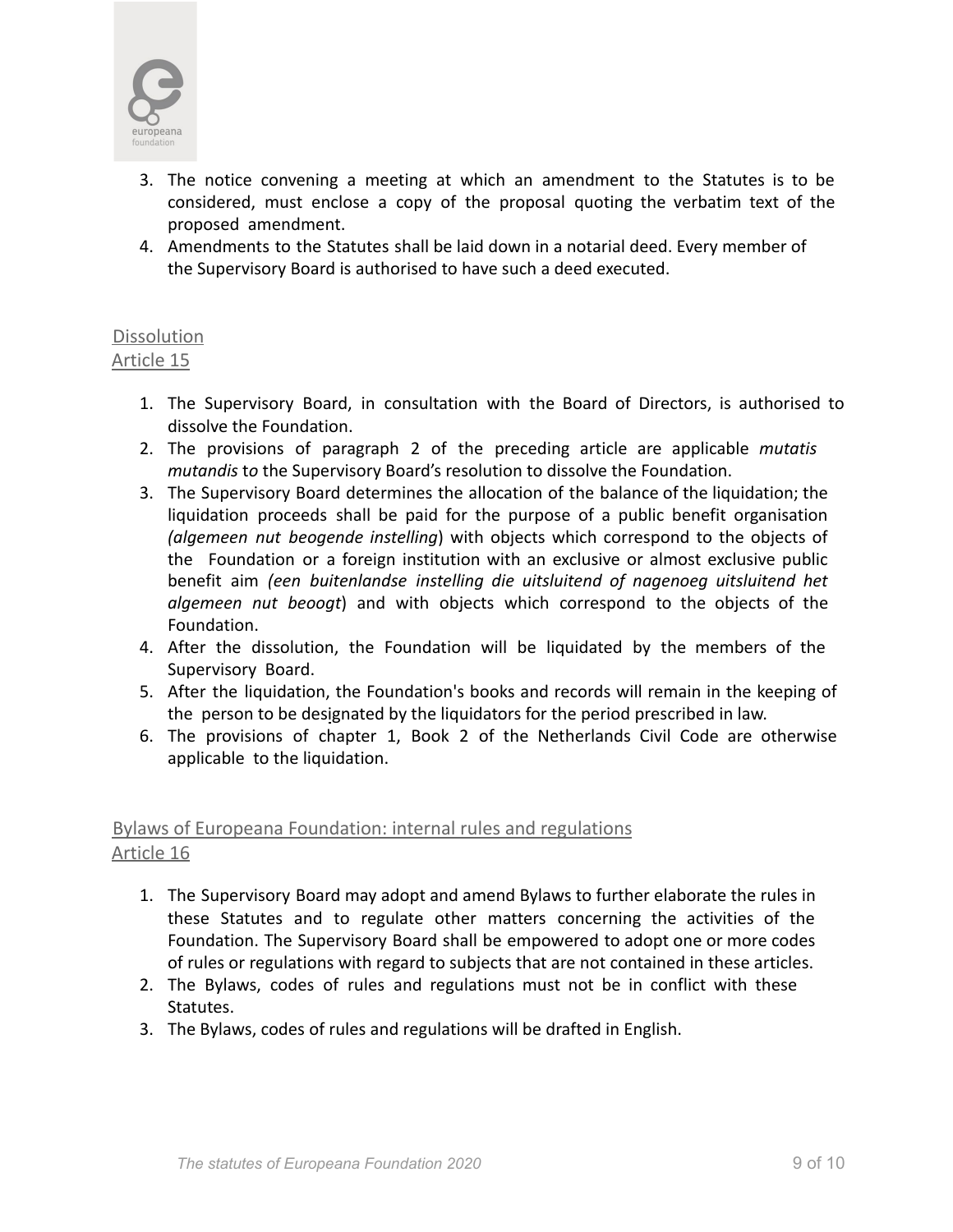3. The notice convening a meeting at which an amendment to the Statutes is to be considered, must enclose a copy of the proposal quoting the verbatim text of the proposed amendment.
4. Amendments to the Statutes shall be laid down in a notarial deed. Every member of the Supervisory Board is authorised to have such a deed executed.

## Dissolution
## Article 15

1. The Supervisory Board, in consultation with the Board of Directors, is authorised to dissolve the Foundation.
2. The provisions of paragraph 2 of the preceding article are applicable *mutatis mutandis* to the Supervisory Board's resolution to dissolve the Foundation.
3. The Supervisory Board determines the allocation of the balance of the liquidation; the liquidation proceeds shall be paid for the purpose of a public benefit organisation *(algemeen nut beogende instelling*) with objects which correspond to the objects of the Foundation or a foreign institution with an exclusive or almost exclusive public benefit aim *(een buitenlandse instelling die uitsluitend of nagenoeg uitsluitend het algemeen nut beoogt*) and with objects which correspond to the objects of the Foundation.
4. After the dissolution, the Foundation will be liquidated by the members of the Supervisory Board.
5. After the liquidation, the Foundation's books and records will remain in the keeping of the person to be designated by the liquidators for the period prescribed in law.
6. The provisions of chapter 1, Book 2 of the Netherlands Civil Code are otherwise applicable to the liquidation.

## Bylaws of Europeana Foundation: internal rules and regulations
## Article 16

1. The Supervisory Board may adopt and amend Bylaws to further elaborate the rules in these Statutes and to regulate other matters concerning the activities of the Foundation. The Supervisory Board shall be empowered to adopt one or more codes of rules or regulations with regard to subjects that are not contained in these articles.
2. The Bylaws, codes of rules and regulations must not be in conflict with these Statutes.
3. The Bylaws, codes of rules and regulations will be drafted in English.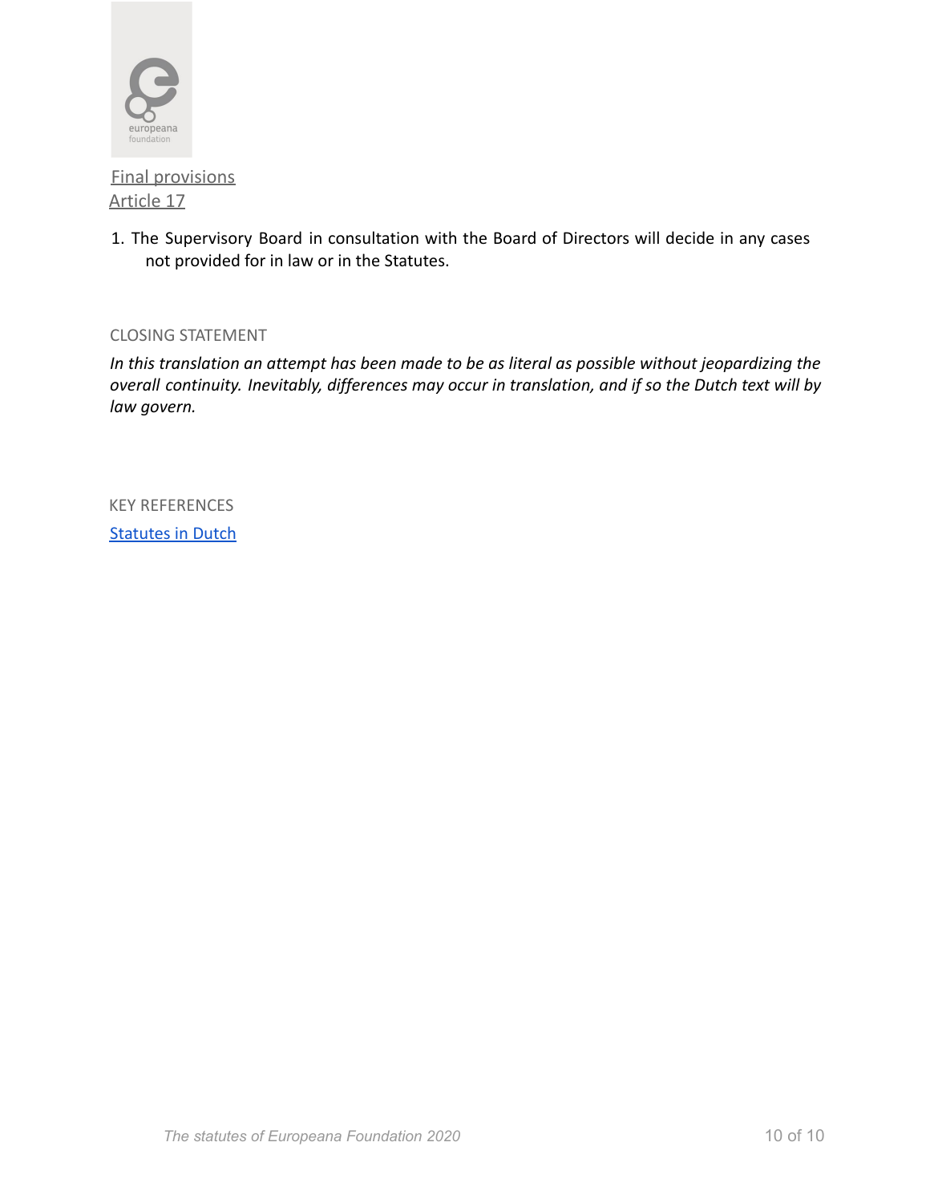Final provisions

Article 17

1. The Supervisory Board in consultation with the Board of Directors will decide in any cases not provided for in law or in the Statutes.

CLOSING STATEMENT

*In this translation an attempt has been made to be as literal as possible without jeopardizing the overall continuity. Inevitably, differences may occur in translation, and if so the Dutch text will by law govern.*

KEY REFERENCES

Statutes in Dutch